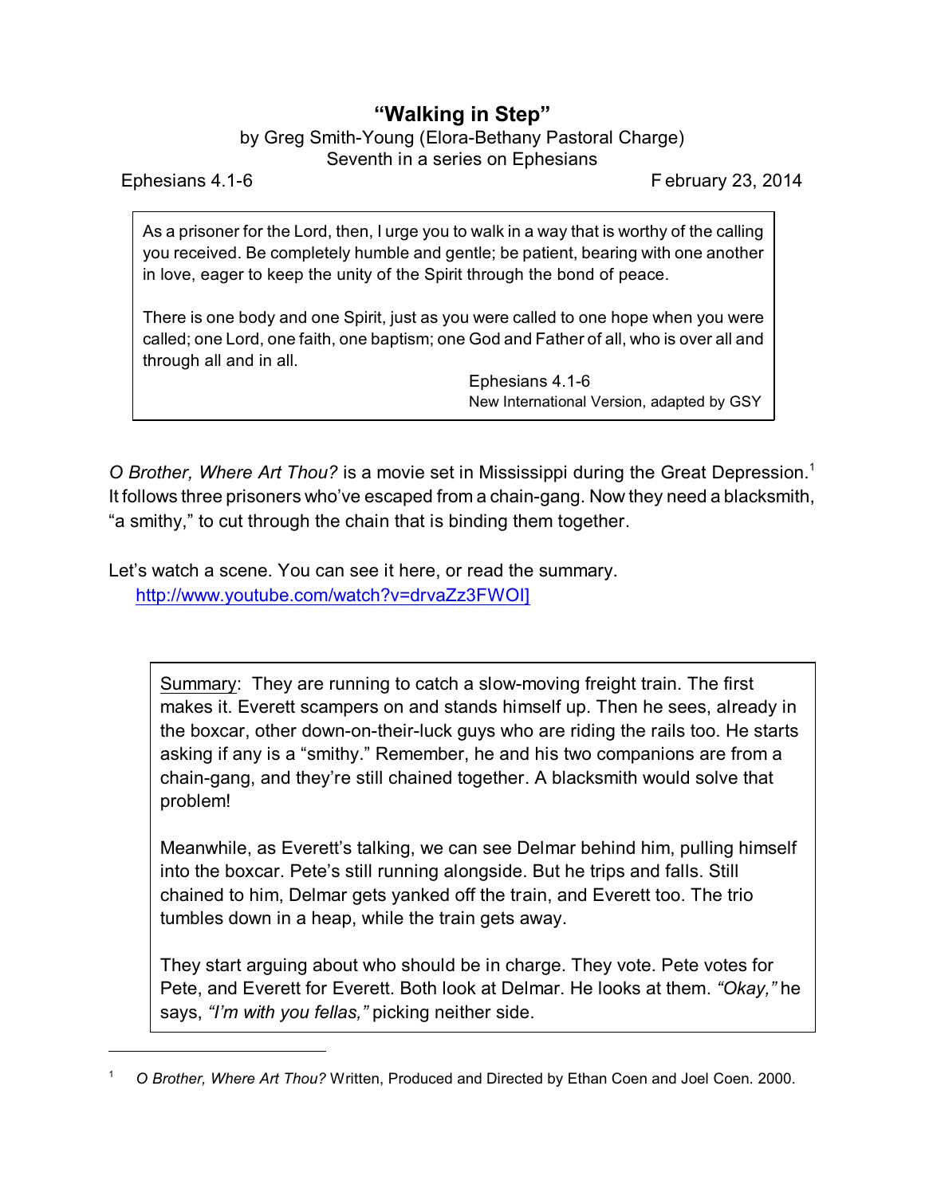# "Walking in Step"

by Greg Smith-Young (Elora-Bethany Pastoral Charge)
Seventh in a series on Ephesians

Ephesians 4.1-6 February 23, 2014

> As a prisoner for the Lord, then, I urge you to walk in a way that is worthy of the calling you received. Be completely humble and gentle; be patient, bearing with one another in love, eager to keep the unity of the Spirit through the bond of peace.
>
> There is one body and one Spirit, just as you were called to one hope when you were called; one Lord, one faith, one baptism; one God and Father of all, who is over all and through all and in all.
>
> Ephesians 4.1-6
> New International Version, adapted by GSY

*O Brother, Where Art Thou?* is a movie set in Mississippi during the Great Depression.[1] It follows three prisoners who've escaped from a chain-gang. Now they need a blacksmith, "a smithy," to cut through the chain that is binding them together.

Let's watch a scene. You can see it here, or read the summary.
http://www.youtube.com/watch?v=drvaZz3FWOI]

> Summary: They are running to catch a slow-moving freight train. The first makes it. Everett scampers on and stands himself up. Then he sees, already in the boxcar, other down-on-their-luck guys who are riding the rails too. He starts asking if any is a "smithy." Remember, he and his two companions are from a chain-gang, and they're still chained together. A blacksmith would solve that problem!
>
> Meanwhile, as Everett's talking, we can see Delmar behind him, pulling himself into the boxcar. Pete's still running alongside. But he trips and falls. Still chained to him, Delmar gets yanked off the train, and Everett too. The trio tumbles down in a heap, while the train gets away.
>
> They start arguing about who should be in charge. They vote. Pete votes for Pete, and Everett for Everett. Both look at Delmar. He looks at them. *"Okay,"* he says, *"I'm with you fellas,"* picking neither side.

---

[1] *O Brother, Where Art Thou?* Written, Produced and Directed by Ethan Coen and Joel Coen. 2000.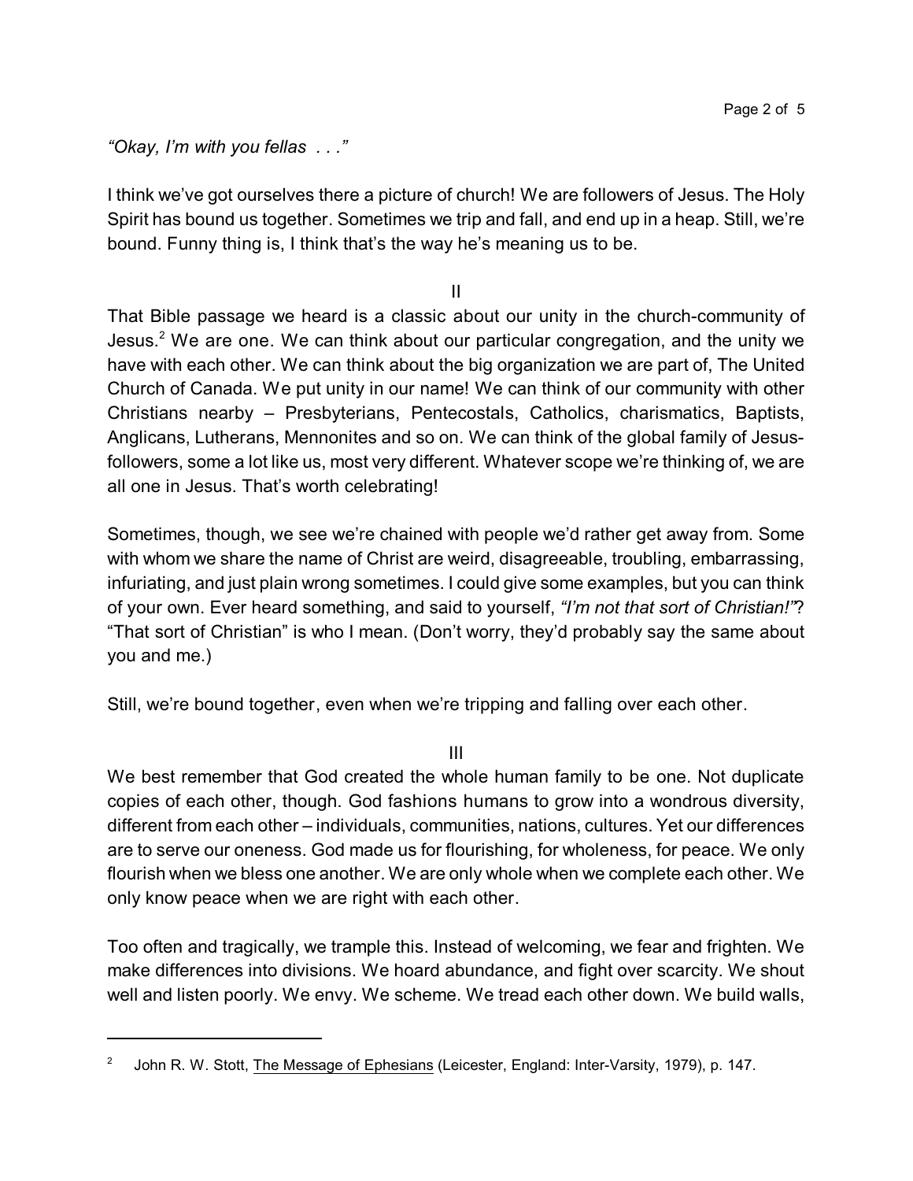*"Okay, I'm with you fellas . . ."*

I think we've got ourselves there a picture of church! We are followers of Jesus. The Holy Spirit has bound us together. Sometimes we trip and fall, and end up in a heap. Still, we're bound. Funny thing is, I think that's the way he's meaning us to be.

II

That Bible passage we heard is a classic about our unity in the church-community of Jesus.[2] We are one. We can think about our particular congregation, and the unity we have with each other. We can think about the big organization we are part of, The United Church of Canada. We put unity in our name! We can think of our community with other Christians nearby – Presbyterians, Pentecostals, Catholics, charismatics, Baptists, Anglicans, Lutherans, Mennonites and so on. We can think of the global family of Jesus-followers, some a lot like us, most very different. Whatever scope we're thinking of, we are all one in Jesus. That's worth celebrating!

Sometimes, though, we see we're chained with people we'd rather get away from. Some with whom we share the name of Christ are weird, disagreeable, troubling, embarrassing, infuriating, and just plain wrong sometimes. I could give some examples, but you can think of your own. Ever heard something, and said to yourself, *"I'm not that sort of Christian!"*? "That sort of Christian" is who I mean. (Don't worry, they'd probably say the same about you and me.)

Still, we're bound together, even when we're tripping and falling over each other.

III

We best remember that God created the whole human family to be one. Not duplicate copies of each other, though. God fashions humans to grow into a wondrous diversity, different from each other – individuals, communities, nations, cultures. Yet our differences are to serve our oneness. God made us for flourishing, for wholeness, for peace. We only flourish when we bless one another. We are only whole when we complete each other. We only know peace when we are right with each other.

Too often and tragically, we trample this. Instead of welcoming, we fear and frighten. We make differences into divisions. We hoard abundance, and fight over scarcity. We shout well and listen poorly. We envy. We scheme. We tread each other down. We build walls,

[2] John R. W. Stott, The Message of Ephesians (Leicester, England: Inter-Varsity, 1979), p. 147.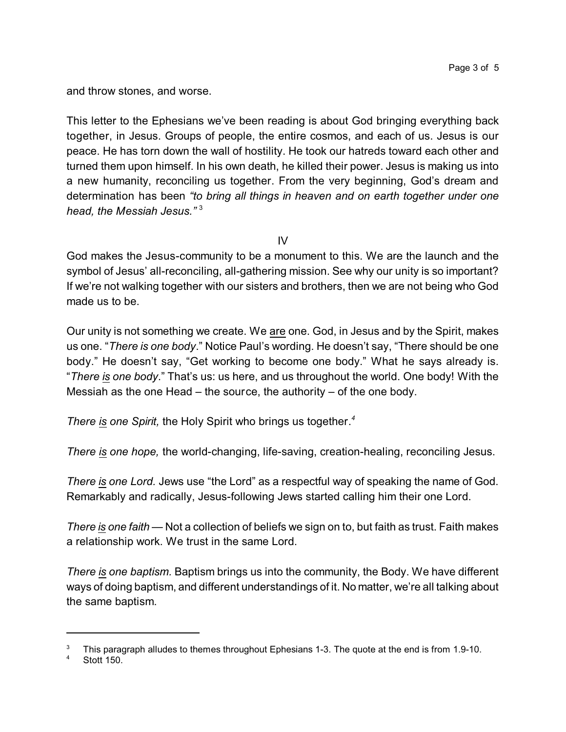and throw stones, and worse.

This letter to the Ephesians we've been reading is about God bringing everything back together, in Jesus. Groups of people, the entire cosmos, and each of us. Jesus is our peace. He has torn down the wall of hostility. He took our hatreds toward each other and turned them upon himself. In his own death, he killed their power. Jesus is making us into a new humanity, reconciling us together. From the very beginning, God's dream and determination has been *"to bring all things in heaven and on earth together under one head, the Messiah Jesus."* [3]

IV

God makes the Jesus-community to be a monument to this. We are the launch and the symbol of Jesus' all-reconciling, all-gathering mission. See why our unity is so important? If we're not walking together with our sisters and brothers, then we are not being who God made us to be.

Our unity is not something we create. We <u>are</u> one. God, in Jesus and by the Spirit, makes us one. "*There is one body*." Notice Paul's wording. He doesn't say, "There should be one body." He doesn't say, "Get working to become one body." What he says already is. "*There <u>is</u> one body*." That's us: us here, and us throughout the world. One body! With the Messiah as the one Head – the source, the authority – of the one body.

*There <u>is</u> one Spirit,* the Holy Spirit who brings us together.[4]

*There <u>is</u> one hope,* the world-changing, life-saving, creation-healing, reconciling Jesus.

*There <u>is</u> one Lord.* Jews use "the Lord" as a respectful way of speaking the name of God. Remarkably and radically, Jesus-following Jews started calling him their one Lord.

*There <u>is</u> one faith* — Not a collection of beliefs we sign on to, but faith as trust. Faith makes a relationship work. We trust in the same Lord.

*There <u>is</u> one baptism.* Baptism brings us into the community, the Body. We have different ways of doing baptism, and different understandings of it. No matter, we're all talking about the same baptism.

---

[3] This paragraph alludes to themes throughout Ephesians 1-3. The quote at the end is from 1.9-10.

[4] Stott 150.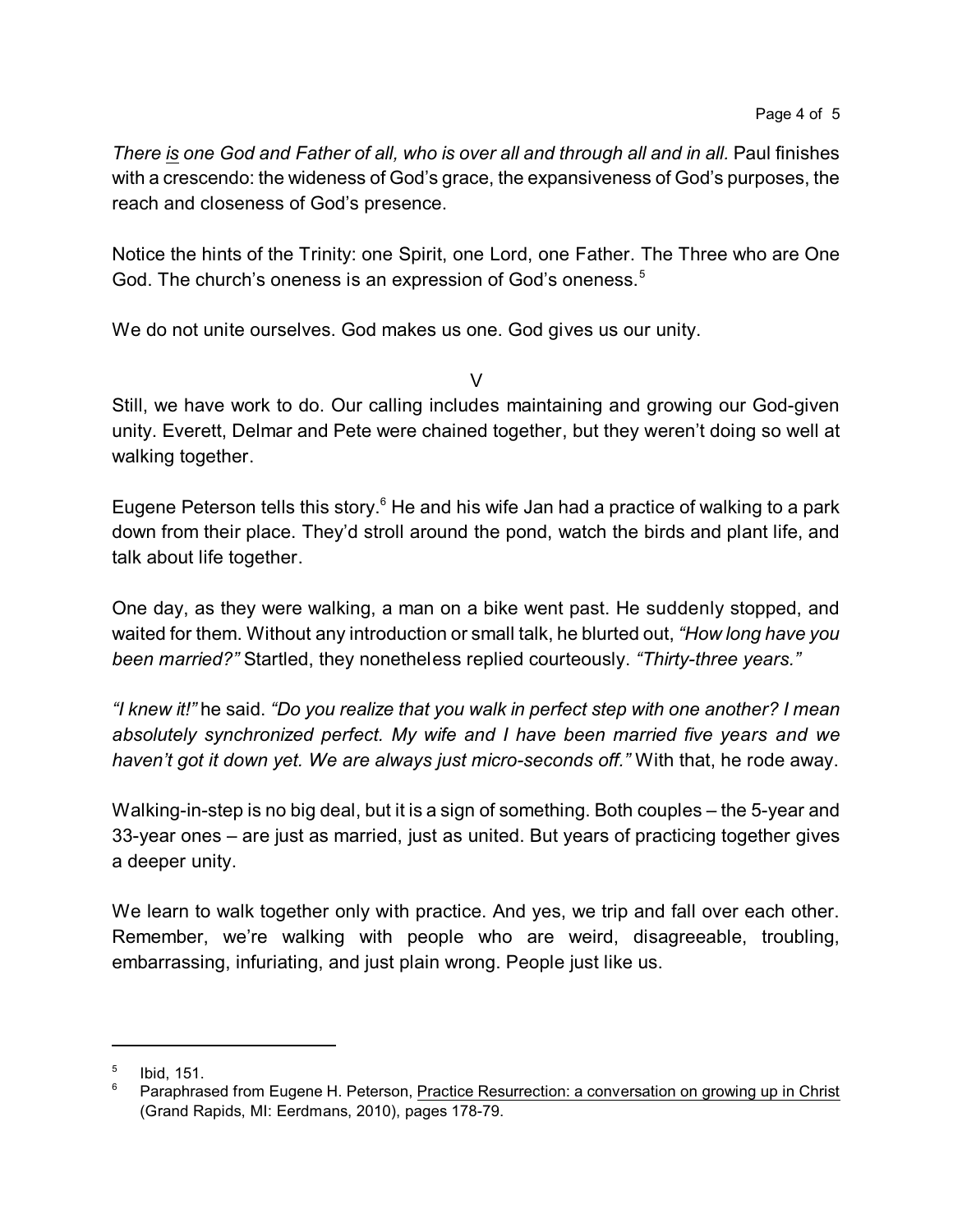*There <u>is</u> one God and Father of all, who is over all and through all and in all.* Paul finishes with a crescendo: the wideness of God's grace, the expansiveness of God's purposes, the reach and closeness of God's presence.

Notice the hints of the Trinity: one Spirit, one Lord, one Father. The Three who are One God. The church's oneness is an expression of God's oneness.[5]

We do not unite ourselves. God makes us one. God gives us our unity.

## V

Still, we have work to do. Our calling includes maintaining and growing our God-given unity. Everett, Delmar and Pete were chained together, but they weren't doing so well at walking together.

Eugene Peterson tells this story.[6] He and his wife Jan had a practice of walking to a park down from their place. They'd stroll around the pond, watch the birds and plant life, and talk about life together.

One day, as they were walking, a man on a bike went past. He suddenly stopped, and waited for them. Without any introduction or small talk, he blurted out, *"How long have you been married?"* Startled, they nonetheless replied courteously. *"Thirty-three years."*

*"I knew it!"* he said. *"Do you realize that you walk in perfect step with one another? I mean absolutely synchronized perfect. My wife and I have been married five years and we haven't got it down yet. We are always just micro-seconds off."* With that, he rode away.

Walking-in-step is no big deal, but it is a sign of something. Both couples – the 5-year and 33-year ones – are just as married, just as united. But years of practicing together gives a deeper unity.

We learn to walk together only with practice. And yes, we trip and fall over each other. Remember, we're walking with people who are weird, disagreeable, troubling, embarrassing, infuriating, and just plain wrong. People just like us.

---

[5] Ibid, 151.

[6] Paraphrased from Eugene H. Peterson, <u>Practice Resurrection: a conversation on growing up in Christ</u> (Grand Rapids, MI: Eerdmans, 2010), pages 178-79.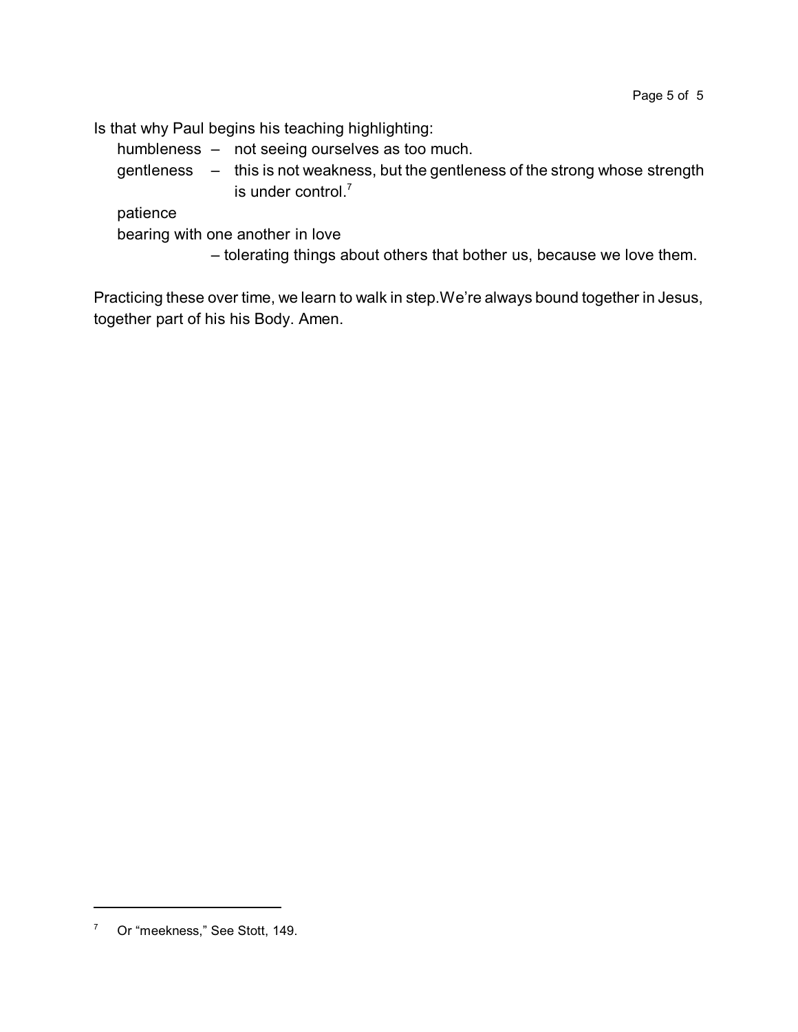Is that why Paul begins his teaching highlighting:

- humbleness – not seeing ourselves as too much.
- gentleness – this is not weakness, but the gentleness of the strong whose strength is under control.[7]
- patience
- bearing with one another in love
  – tolerating things about others that bother us, because we love them.

Practicing these over time, we learn to walk in step.We're always bound together in Jesus, together part of his his Body. Amen.

---

[7] Or "meekness," See Stott, 149.